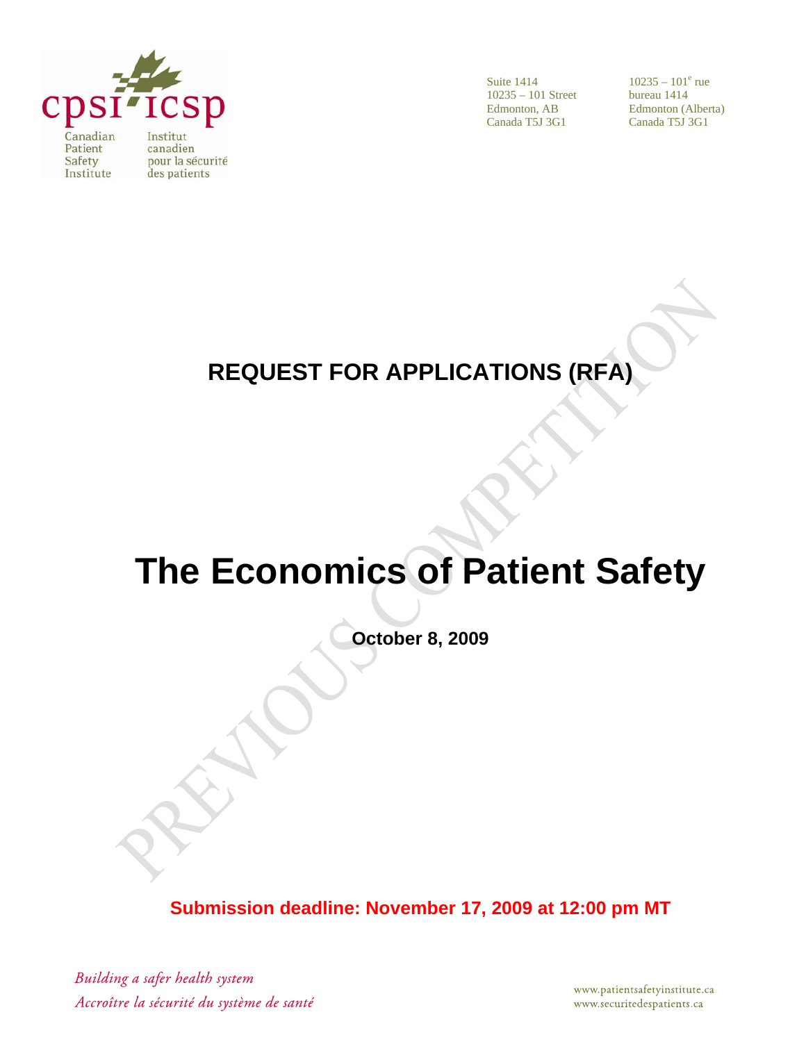cpsi icsp

Canadian Patient Safety Institute

Institut canadien pour la sécurité des patients

Suite 1414
10235 – 101 Street
Edmonton, AB
Canada T5J 3G1

10235 – 101e rue
bureau 1414
Edmonton (Alberta)
Canada T5J 3G1

PREVIOUS COMPETITION

# REQUEST FOR APPLICATIONS (RFA)

# The Economics of Patient Safety

**October 8, 2009**

**Submission deadline: November 17, 2009 at 12:00 pm MT**

*Building a safer health system*
*Accroître la sécurité du système de santé*

www.patientsafetyinstitute.ca
www.securitedespatients.ca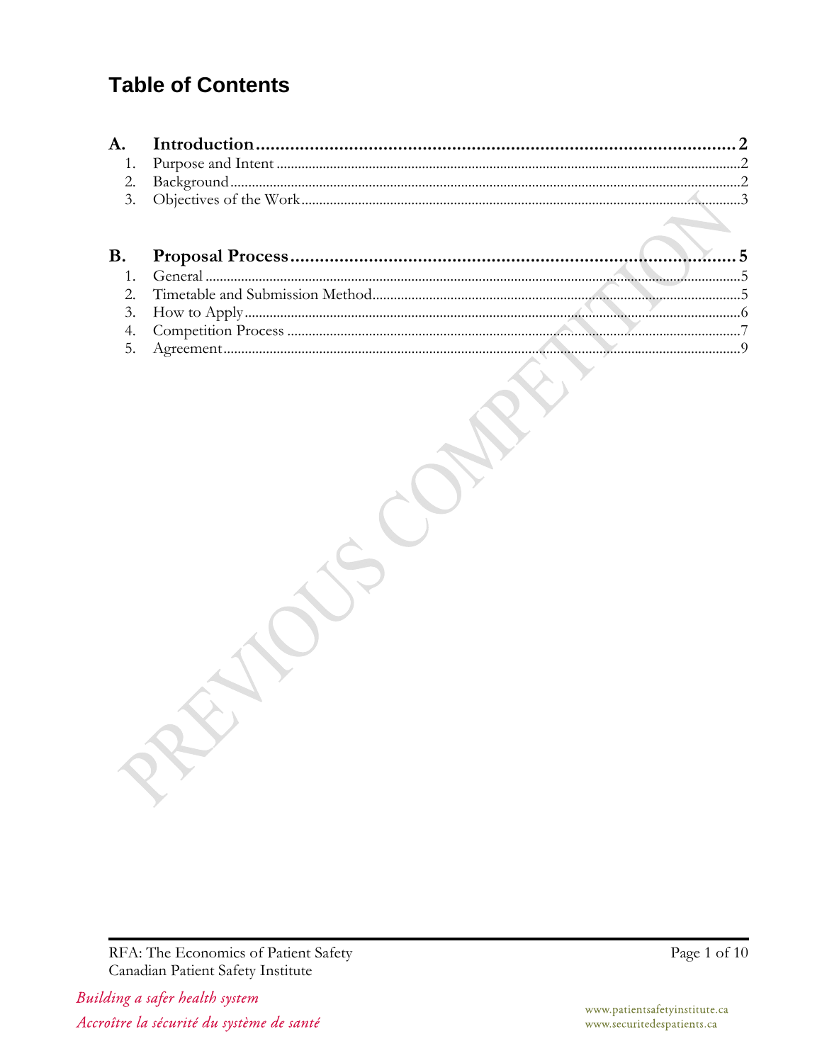# Table of Contents

**A. Introduction .......... 2**

1. Purpose and Intent .......... 2
2. Background .......... 2
3. Objectives of the Work .......... 3

**B. Proposal Process .......... 5**

1. General .......... 5
2. Timetable and Submission Method .......... 5
3. How to Apply .......... 6
4. Competition Process .......... 7
5. Agreement .......... 9

PREVIOUS COMPETITION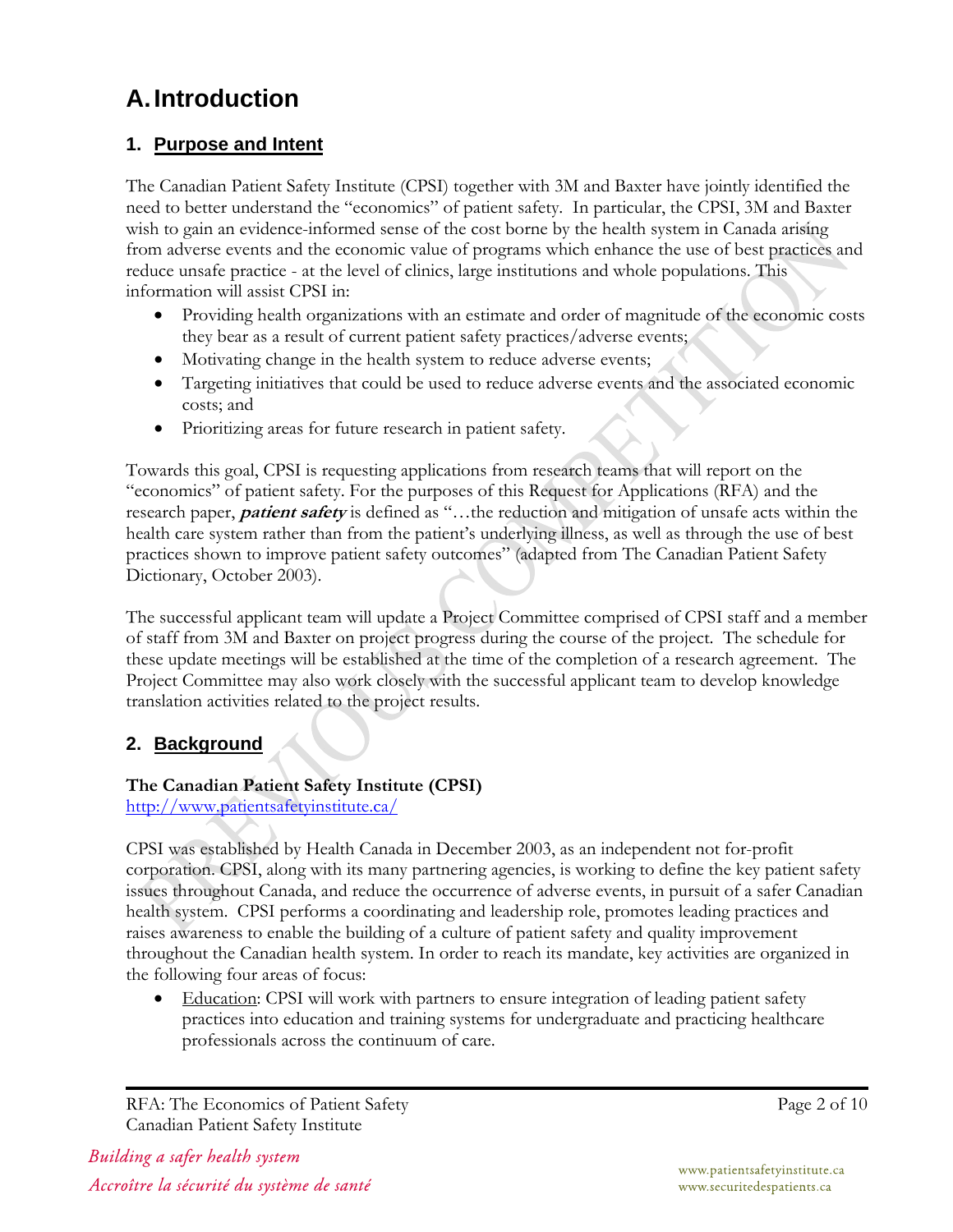# A. Introduction

## 1. Purpose and Intent

The Canadian Patient Safety Institute (CPSI) together with 3M and Baxter have jointly identified the need to better understand the "economics" of patient safety. In particular, the CPSI, 3M and Baxter wish to gain an evidence-informed sense of the cost borne by the health system in Canada arising from adverse events and the economic value of programs which enhance the use of best practices and reduce unsafe practice - at the level of clinics, large institutions and whole populations. This information will assist CPSI in:

- Providing health organizations with an estimate and order of magnitude of the economic costs they bear as a result of current patient safety practices/adverse events;
- Motivating change in the health system to reduce adverse events;
- Targeting initiatives that could be used to reduce adverse events and the associated economic costs; and
- Prioritizing areas for future research in patient safety.

Towards this goal, CPSI is requesting applications from research teams that will report on the "economics" of patient safety. For the purposes of this Request for Applications (RFA) and the research paper, ***patient safety*** is defined as "…the reduction and mitigation of unsafe acts within the health care system rather than from the patient's underlying illness, as well as through the use of best practices shown to improve patient safety outcomes" (adapted from The Canadian Patient Safety Dictionary, October 2003).

The successful applicant team will update a Project Committee comprised of CPSI staff and a member of staff from 3M and Baxter on project progress during the course of the project. The schedule for these update meetings will be established at the time of the completion of a research agreement. The Project Committee may also work closely with the successful applicant team to develop knowledge translation activities related to the project results.

## 2. Background

**The Canadian Patient Safety Institute (CPSI)**
http://www.patientsafetyinstitute.ca/

CPSI was established by Health Canada in December 2003, as an independent not for-profit corporation. CPSI, along with its many partnering agencies, is working to define the key patient safety issues throughout Canada, and reduce the occurrence of adverse events, in pursuit of a safer Canadian health system. CPSI performs a coordinating and leadership role, promotes leading practices and raises awareness to enable the building of a culture of patient safety and quality improvement throughout the Canadian health system. In order to reach its mandate, key activities are organized in the following four areas of focus:

- Education: CPSI will work with partners to ensure integration of leading patient safety practices into education and training systems for undergraduate and practicing healthcare professionals across the continuum of care.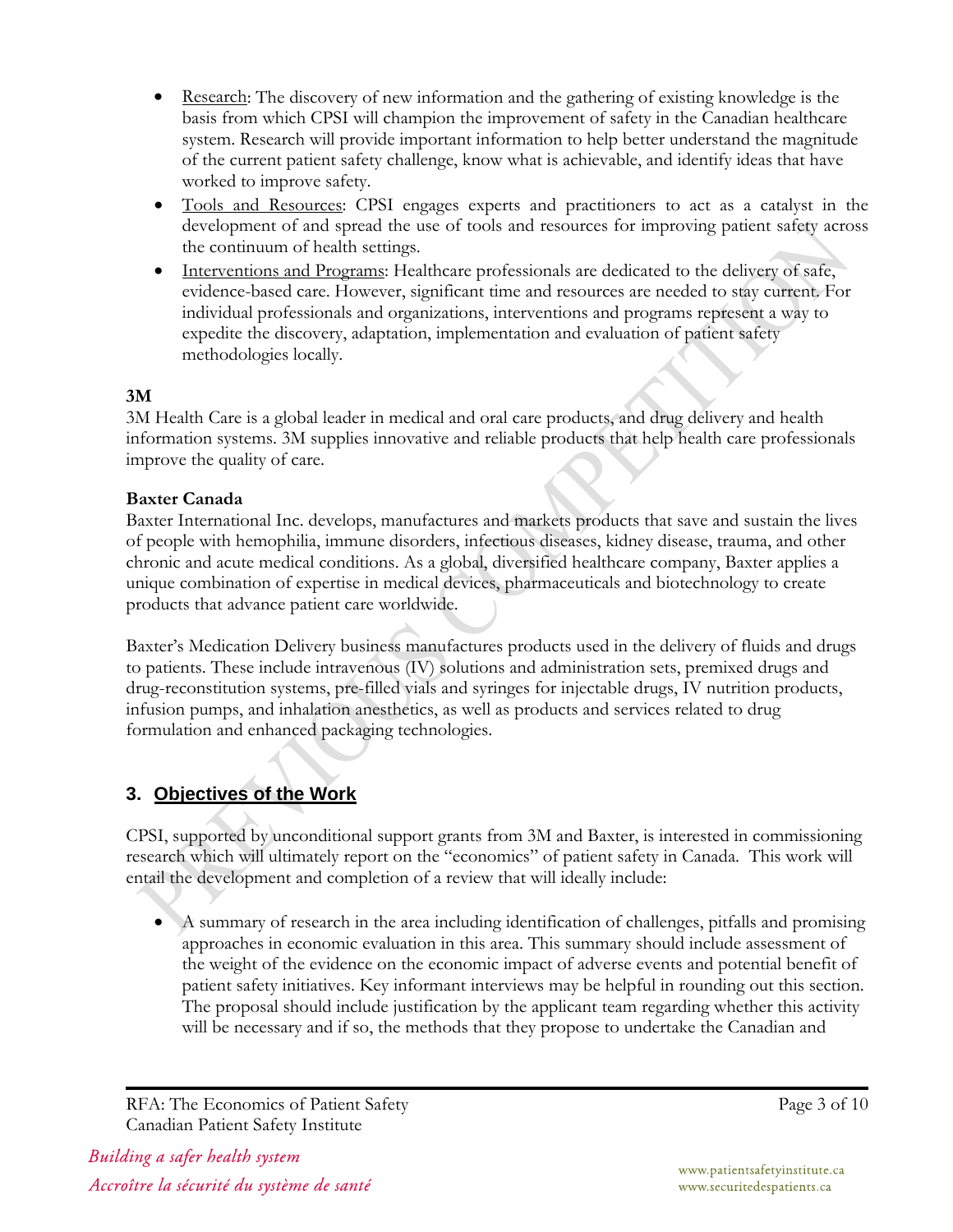- Research: The discovery of new information and the gathering of existing knowledge is the basis from which CPSI will champion the improvement of safety in the Canadian healthcare system. Research will provide important information to help better understand the magnitude of the current patient safety challenge, know what is achievable, and identify ideas that have worked to improve safety.
- Tools and Resources: CPSI engages experts and practitioners to act as a catalyst in the development of and spread the use of tools and resources for improving patient safety across the continuum of health settings.
- Interventions and Programs: Healthcare professionals are dedicated to the delivery of safe, evidence-based care. However, significant time and resources are needed to stay current. For individual professionals and organizations, interventions and programs represent a way to expedite the discovery, adaptation, implementation and evaluation of patient safety methodologies locally.

**3M**
3M Health Care is a global leader in medical and oral care products, and drug delivery and health information systems. 3M supplies innovative and reliable products that help health care professionals improve the quality of care.

**Baxter Canada**
Baxter International Inc. develops, manufactures and markets products that save and sustain the lives of people with hemophilia, immune disorders, infectious diseases, kidney disease, trauma, and other chronic and acute medical conditions. As a global, diversified healthcare company, Baxter applies a unique combination of expertise in medical devices, pharmaceuticals and biotechnology to create products that advance patient care worldwide.

Baxter's Medication Delivery business manufactures products used in the delivery of fluids and drugs to patients. These include intravenous (IV) solutions and administration sets, premixed drugs and drug-reconstitution systems, pre-filled vials and syringes for injectable drugs, IV nutrition products, infusion pumps, and inhalation anesthetics, as well as products and services related to drug formulation and enhanced packaging technologies.

## 3. Objectives of the Work

CPSI, supported by unconditional support grants from 3M and Baxter, is interested in commissioning research which will ultimately report on the "economics" of patient safety in Canada. This work will entail the development and completion of a review that will ideally include:

- A summary of research in the area including identification of challenges, pitfalls and promising approaches in economic evaluation in this area. This summary should include assessment of the weight of the evidence on the economic impact of adverse events and potential benefit of patient safety initiatives. Key informant interviews may be helpful in rounding out this section. The proposal should include justification by the applicant team regarding whether this activity will be necessary and if so, the methods that they propose to undertake the Canadian and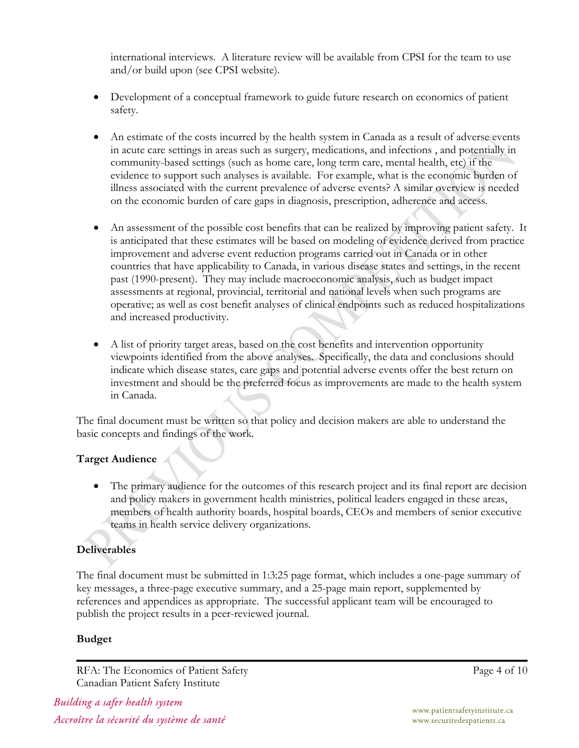international interviews. A literature review will be available from CPSI for the team to use and/or build upon (see CPSI website).

- Development of a conceptual framework to guide future research on economics of patient safety.

- An estimate of the costs incurred by the health system in Canada as a result of adverse events in acute care settings in areas such as surgery, medications, and infections , and potentially in community-based settings (such as home care, long term care, mental health, etc) if the evidence to support such analyses is available. For example, what is the economic burden of illness associated with the current prevalence of adverse events? A similar overview is needed on the economic burden of care gaps in diagnosis, prescription, adherence and access.

- An assessment of the possible cost benefits that can be realized by improving patient safety. It is anticipated that these estimates will be based on modeling of evidence derived from practice improvement and adverse event reduction programs carried out in Canada or in other countries that have applicability to Canada, in various disease states and settings, in the recent past (1990-present). They may include macroeconomic analysis, such as budget impact assessments at regional, provincial, territorial and national levels when such programs are operative; as well as cost benefit analyses of clinical endpoints such as reduced hospitalizations and increased productivity.

- A list of priority target areas, based on the cost benefits and intervention opportunity viewpoints identified from the above analyses. Specifically, the data and conclusions should indicate which disease states, care gaps and potential adverse events offer the best return on investment and should be the preferred focus as improvements are made to the health system in Canada.

The final document must be written so that policy and decision makers are able to understand the basic concepts and findings of the work.

**Target Audience**

- The primary audience for the outcomes of this research project and its final report are decision and policy makers in government health ministries, political leaders engaged in these areas, members of health authority boards, hospital boards, CEOs and members of senior executive teams in health service delivery organizations.

**Deliverables**

The final document must be submitted in 1:3:25 page format, which includes a one-page summary of key messages, a three-page executive summary, and a 25-page main report, supplemented by references and appendices as appropriate. The successful applicant team will be encouraged to publish the project results in a peer-reviewed journal.

**Budget**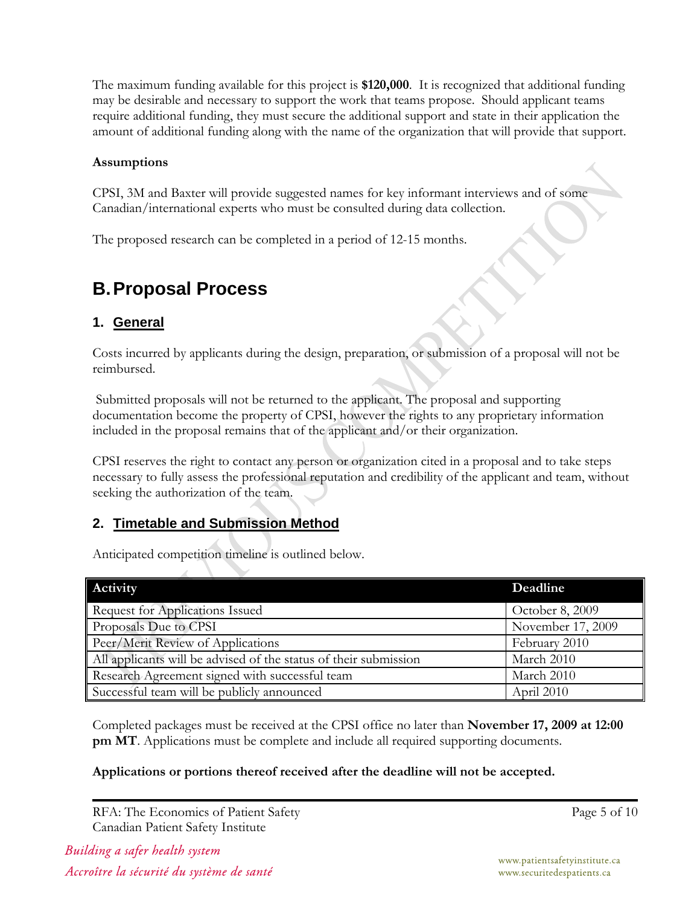The maximum funding available for this project is **$120,000**. It is recognized that additional funding may be desirable and necessary to support the work that teams propose. Should applicant teams require additional funding, they must secure the additional support and state in their application the amount of additional funding along with the name of the organization that will provide that support.

**Assumptions**

CPSI, 3M and Baxter will provide suggested names for key informant interviews and of some Canadian/international experts who must be consulted during data collection.

The proposed research can be completed in a period of 12-15 months.

# B. Proposal Process

## 1. General

Costs incurred by applicants during the design, preparation, or submission of a proposal will not be reimbursed.

Submitted proposals will not be returned to the applicant. The proposal and supporting documentation become the property of CPSI, however the rights to any proprietary information included in the proposal remains that of the applicant and/or their organization.

CPSI reserves the right to contact any person or organization cited in a proposal and to take steps necessary to fully assess the professional reputation and credibility of the applicant and team, without seeking the authorization of the team.

## 2. Timetable and Submission Method

Anticipated competition timeline is outlined below.

| Activity | Deadline |
| --- | --- |
| Request for Applications Issued | October 8, 2009 |
| Proposals Due to CPSI | November 17, 2009 |
| Peer/Merit Review of Applications | February 2010 |
| All applicants will be advised of the status of their submission | March 2010 |
| Research Agreement signed with successful team | March 2010 |
| Successful team will be publicly announced | April 2010 |

Completed packages must be received at the CPSI office no later than **November 17, 2009 at 12:00 pm MT**. Applications must be complete and include all required supporting documents.

**Applications or portions thereof received after the deadline will not be accepted.**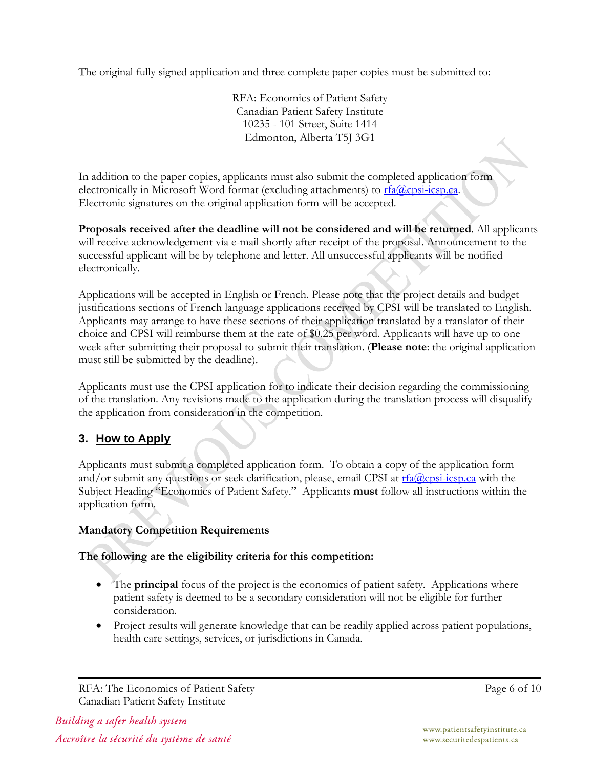The original fully signed application and three complete paper copies must be submitted to:

RFA: Economics of Patient Safety
Canadian Patient Safety Institute
10235 - 101 Street, Suite 1414
Edmonton, Alberta T5J 3G1

In addition to the paper copies, applicants must also submit the completed application form electronically in Microsoft Word format (excluding attachments) to rfa@cpsi-icsp.ca. Electronic signatures on the original application form will be accepted.

**Proposals received after the deadline will not be considered and will be returned**. All applicants will receive acknowledgement via e-mail shortly after receipt of the proposal. Announcement to the successful applicant will be by telephone and letter. All unsuccessful applicants will be notified electronically.

Applications will be accepted in English or French. Please note that the project details and budget justifications sections of French language applications received by CPSI will be translated to English. Applicants may arrange to have these sections of their application translated by a translator of their choice and CPSI will reimburse them at the rate of $0.25 per word. Applicants will have up to one week after submitting their proposal to submit their translation. (**Please note**: the original application must still be submitted by the deadline).

Applicants must use the CPSI application for to indicate their decision regarding the commissioning of the translation. Any revisions made to the application during the translation process will disqualify the application from consideration in the competition.

## 3. How to Apply

Applicants must submit a completed application form. To obtain a copy of the application form and/or submit any questions or seek clarification, please, email CPSI at rfa@cpsi-icsp.ca with the Subject Heading "Economics of Patient Safety." Applicants **must** follow all instructions within the application form.

**Mandatory Competition Requirements**

**The following are the eligibility criteria for this competition:**

- The **principal** focus of the project is the economics of patient safety. Applications where patient safety is deemed to be a secondary consideration will not be eligible for further consideration.
- Project results will generate knowledge that can be readily applied across patient populations, health care settings, services, or jurisdictions in Canada.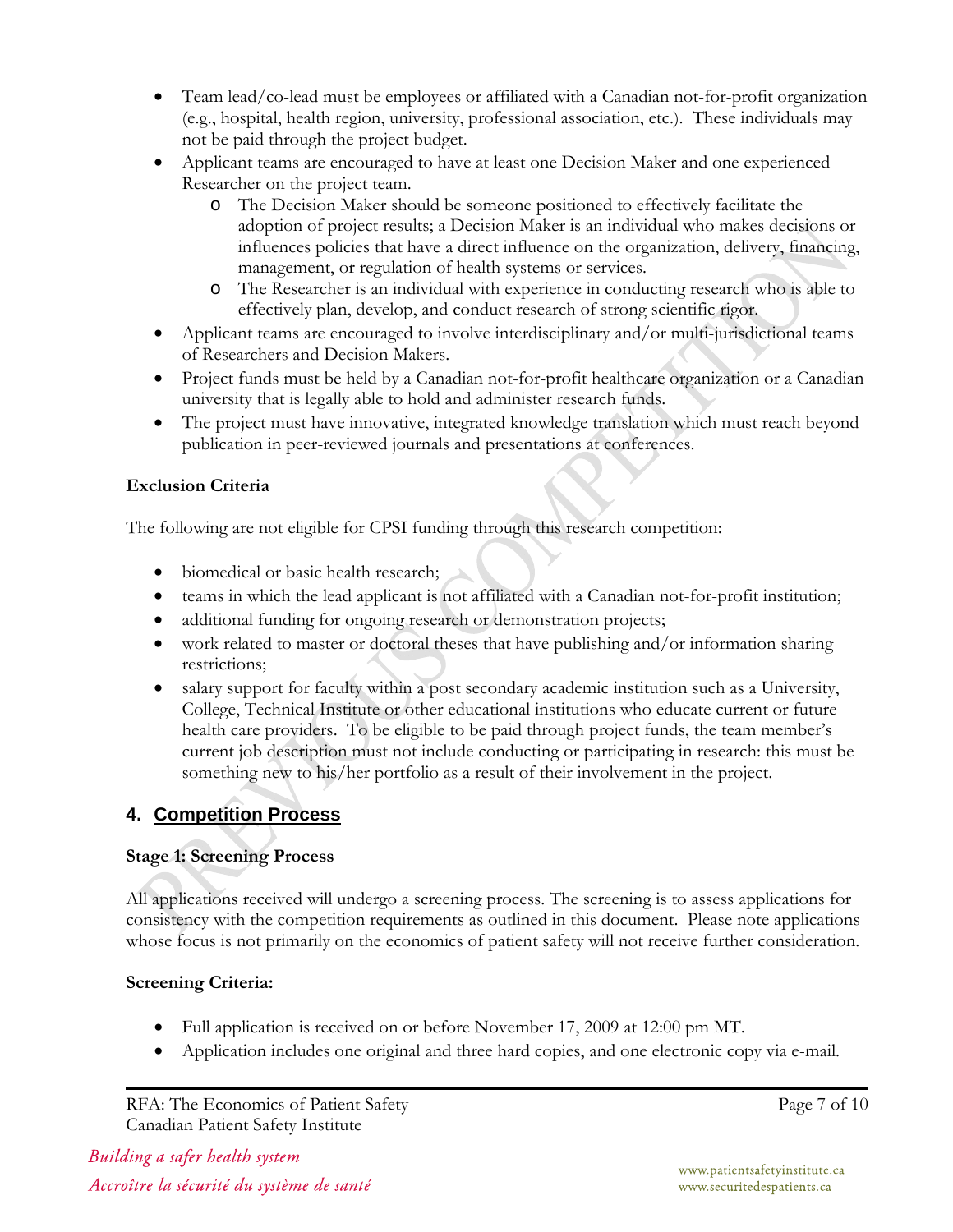- Team lead/co-lead must be employees or affiliated with a Canadian not-for-profit organization (e.g., hospital, health region, university, professional association, etc.). These individuals may not be paid through the project budget.
- Applicant teams are encouraged to have at least one Decision Maker and one experienced Researcher on the project team.
  - The Decision Maker should be someone positioned to effectively facilitate the adoption of project results; a Decision Maker is an individual who makes decisions or influences policies that have a direct influence on the organization, delivery, financing, management, or regulation of health systems or services.
  - The Researcher is an individual with experience in conducting research who is able to effectively plan, develop, and conduct research of strong scientific rigor.
- Applicant teams are encouraged to involve interdisciplinary and/or multi-jurisdictional teams of Researchers and Decision Makers.
- Project funds must be held by a Canadian not-for-profit healthcare organization or a Canadian university that is legally able to hold and administer research funds.
- The project must have innovative, integrated knowledge translation which must reach beyond publication in peer-reviewed journals and presentations at conferences.

**Exclusion Criteria**

The following are not eligible for CPSI funding through this research competition:

- biomedical or basic health research;
- teams in which the lead applicant is not affiliated with a Canadian not-for-profit institution;
- additional funding for ongoing research or demonstration projects;
- work related to master or doctoral theses that have publishing and/or information sharing restrictions;
- salary support for faculty within a post secondary academic institution such as a University, College, Technical Institute or other educational institutions who educate current or future health care providers. To be eligible to be paid through project funds, the team member's current job description must not include conducting or participating in research: this must be something new to his/her portfolio as a result of their involvement in the project.

## 4. Competition Process

**Stage 1: Screening Process**

All applications received will undergo a screening process. The screening is to assess applications for consistency with the competition requirements as outlined in this document. Please note applications whose focus is not primarily on the economics of patient safety will not receive further consideration.

**Screening Criteria:**

- Full application is received on or before November 17, 2009 at 12:00 pm MT.
- Application includes one original and three hard copies, and one electronic copy via e-mail.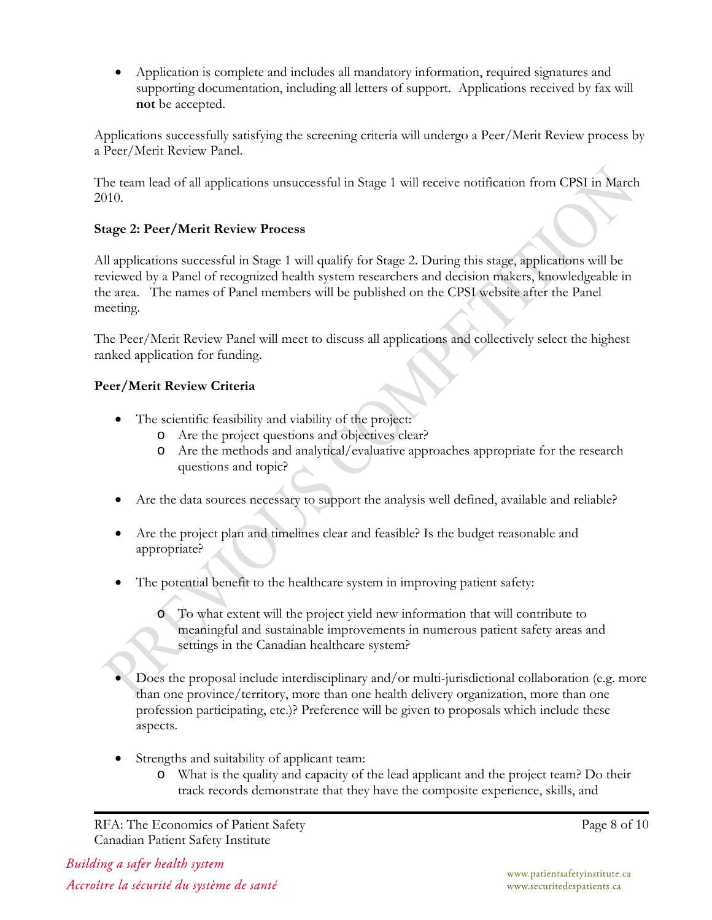- Application is complete and includes all mandatory information, required signatures and supporting documentation, including all letters of support. Applications received by fax will **not** be accepted.

Applications successfully satisfying the screening criteria will undergo a Peer/Merit Review process by a Peer/Merit Review Panel.

The team lead of all applications unsuccessful in Stage 1 will receive notification from CPSI in March 2010.

**Stage 2: Peer/Merit Review Process**

All applications successful in Stage 1 will qualify for Stage 2. During this stage, applications will be reviewed by a Panel of recognized health system researchers and decision makers, knowledgeable in the area. The names of Panel members will be published on the CPSI website after the Panel meeting.

The Peer/Merit Review Panel will meet to discuss all applications and collectively select the highest ranked application for funding.

**Peer/Merit Review Criteria**

- The scientific feasibility and viability of the project:
  - Are the project questions and objectives clear?
  - Are the methods and analytical/evaluative approaches appropriate for the research questions and topic?

- Are the data sources necessary to support the analysis well defined, available and reliable?

- Are the project plan and timelines clear and feasible? Is the budget reasonable and appropriate?

- The potential benefit to the healthcare system in improving patient safety:
  - To what extent will the project yield new information that will contribute to meaningful and sustainable improvements in numerous patient safety areas and settings in the Canadian healthcare system?

- Does the proposal include interdisciplinary and/or multi-jurisdictional collaboration (e.g. more than one province/territory, more than one health delivery organization, more than one profession participating, etc.)? Preference will be given to proposals which include these aspects.

- Strengths and suitability of applicant team:
  - What is the quality and capacity of the lead applicant and the project team? Do their track records demonstrate that they have the composite experience, skills, and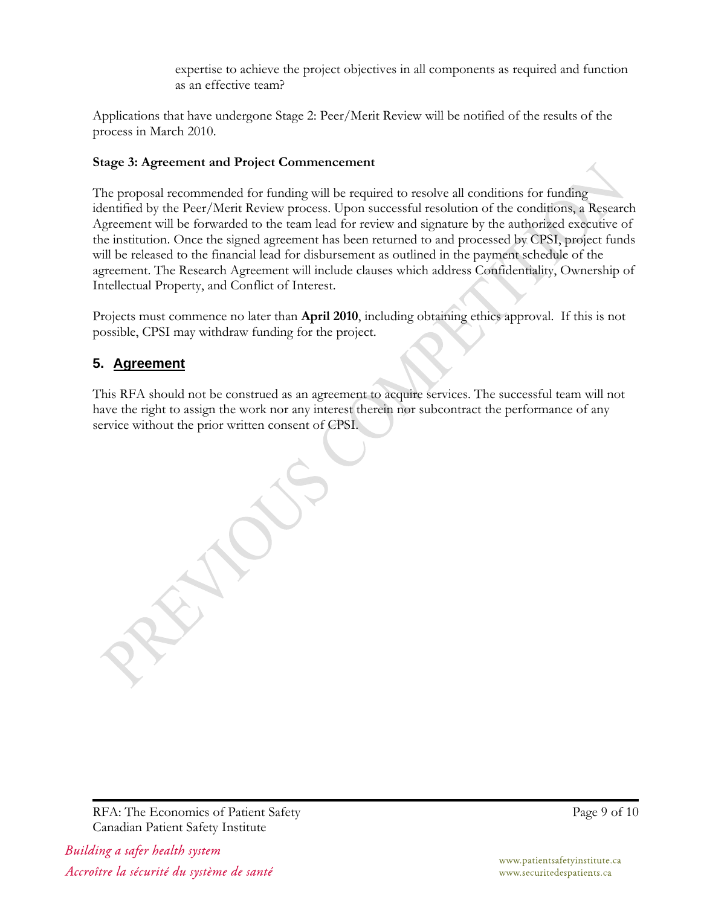expertise to achieve the project objectives in all components as required and function as an effective team?

Applications that have undergone Stage 2: Peer/Merit Review will be notified of the results of the process in March 2010.

**Stage 3: Agreement and Project Commencement**

The proposal recommended for funding will be required to resolve all conditions for funding identified by the Peer/Merit Review process. Upon successful resolution of the conditions, a Research Agreement will be forwarded to the team lead for review and signature by the authorized executive of the institution. Once the signed agreement has been returned to and processed by CPSI, project funds will be released to the financial lead for disbursement as outlined in the payment schedule of the agreement. The Research Agreement will include clauses which address Confidentiality, Ownership of Intellectual Property, and Conflict of Interest.

Projects must commence no later than **April 2010**, including obtaining ethics approval. If this is not possible, CPSI may withdraw funding for the project.

## 5. Agreement

This RFA should not be construed as an agreement to acquire services. The successful team will not have the right to assign the work nor any interest therein nor subcontract the performance of any service without the prior written consent of CPSI.